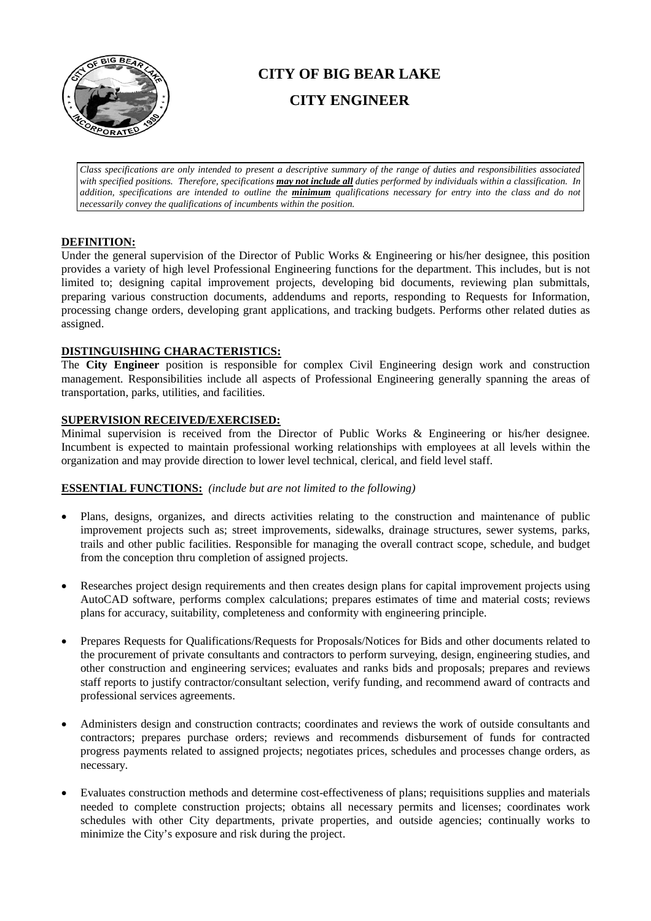# CITY OF BIG BEAR LAKE

## CITY ENGINEER

*Class specifications are only intended to present a descriptive summary of the range of duties and responsibilities associated with specified positions. Therefore, specifications **may not include all** duties performed by individuals within a classification. In addition, specifications are intended to outline the **minimum** qualifications necessary for entry into the class and do not necessarily convey the qualifications of incumbents within the position.*

**DEFINITION:**

Under the general supervision of the Director of Public Works & Engineering or his/her designee, this position provides a variety of high level Professional Engineering functions for the department. This includes, but is not limited to; designing capital improvement projects, developing bid documents, reviewing plan submittals, preparing various construction documents, addendums and reports, responding to Requests for Information, processing change orders, developing grant applications, and tracking budgets. Performs other related duties as assigned.

**DISTINGUISHING CHARACTERISTICS:**

The **City Engineer** position is responsible for complex Civil Engineering design work and construction management. Responsibilities include all aspects of Professional Engineering generally spanning the areas of transportation, parks, utilities, and facilities.

**SUPERVISION RECEIVED/EXERCISED:**

Minimal supervision is received from the Director of Public Works & Engineering or his/her designee. Incumbent is expected to maintain professional working relationships with employees at all levels within the organization and may provide direction to lower level technical, clerical, and field level staff.

**ESSENTIAL FUNCTIONS:** *(include but are not limited to the following)*

- Plans, designs, organizes, and directs activities relating to the construction and maintenance of public improvement projects such as; street improvements, sidewalks, drainage structures, sewer systems, parks, trails and other public facilities. Responsible for managing the overall contract scope, schedule, and budget from the conception thru completion of assigned projects.

- Researches project design requirements and then creates design plans for capital improvement projects using AutoCAD software, performs complex calculations; prepares estimates of time and material costs; reviews plans for accuracy, suitability, completeness and conformity with engineering principle.

- Prepares Requests for Qualifications/Requests for Proposals/Notices for Bids and other documents related to the procurement of private consultants and contractors to perform surveying, design, engineering studies, and other construction and engineering services; evaluates and ranks bids and proposals; prepares and reviews staff reports to justify contractor/consultant selection, verify funding, and recommend award of contracts and professional services agreements.

- Administers design and construction contracts; coordinates and reviews the work of outside consultants and contractors; prepares purchase orders; reviews and recommends disbursement of funds for contracted progress payments related to assigned projects; negotiates prices, schedules and processes change orders, as necessary.

- Evaluates construction methods and determine cost-effectiveness of plans; requisitions supplies and materials needed to complete construction projects; obtains all necessary permits and licenses; coordinates work schedules with other City departments, private properties, and outside agencies; continually works to minimize the City's exposure and risk during the project.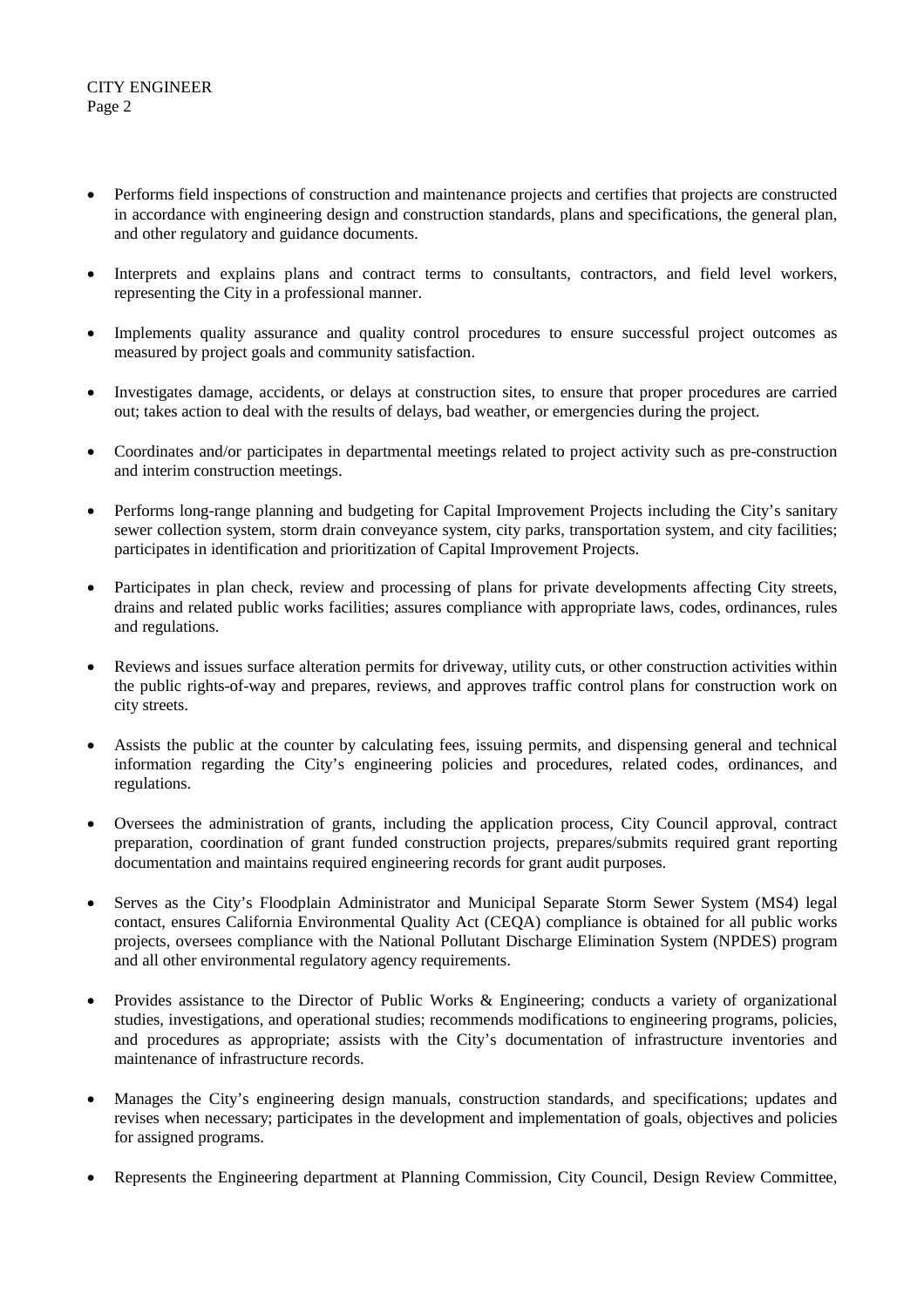- Performs field inspections of construction and maintenance projects and certifies that projects are constructed in accordance with engineering design and construction standards, plans and specifications, the general plan, and other regulatory and guidance documents.

- Interprets and explains plans and contract terms to consultants, contractors, and field level workers, representing the City in a professional manner.

- Implements quality assurance and quality control procedures to ensure successful project outcomes as measured by project goals and community satisfaction.

- Investigates damage, accidents, or delays at construction sites, to ensure that proper procedures are carried out; takes action to deal with the results of delays, bad weather, or emergencies during the project.

- Coordinates and/or participates in departmental meetings related to project activity such as pre-construction and interim construction meetings.

- Performs long-range planning and budgeting for Capital Improvement Projects including the City's sanitary sewer collection system, storm drain conveyance system, city parks, transportation system, and city facilities; participates in identification and prioritization of Capital Improvement Projects.

- Participates in plan check, review and processing of plans for private developments affecting City streets, drains and related public works facilities; assures compliance with appropriate laws, codes, ordinances, rules and regulations.

- Reviews and issues surface alteration permits for driveway, utility cuts, or other construction activities within the public rights-of-way and prepares, reviews, and approves traffic control plans for construction work on city streets.

- Assists the public at the counter by calculating fees, issuing permits, and dispensing general and technical information regarding the City's engineering policies and procedures, related codes, ordinances, and regulations.

- Oversees the administration of grants, including the application process, City Council approval, contract preparation, coordination of grant funded construction projects, prepares/submits required grant reporting documentation and maintains required engineering records for grant audit purposes.

- Serves as the City's Floodplain Administrator and Municipal Separate Storm Sewer System (MS4) legal contact, ensures California Environmental Quality Act (CEQA) compliance is obtained for all public works projects, oversees compliance with the National Pollutant Discharge Elimination System (NPDES) program and all other environmental regulatory agency requirements.

- Provides assistance to the Director of Public Works & Engineering; conducts a variety of organizational studies, investigations, and operational studies; recommends modifications to engineering programs, policies, and procedures as appropriate; assists with the City's documentation of infrastructure inventories and maintenance of infrastructure records.

- Manages the City's engineering design manuals, construction standards, and specifications; updates and revises when necessary; participates in the development and implementation of goals, objectives and policies for assigned programs.

- Represents the Engineering department at Planning Commission, City Council, Design Review Committee,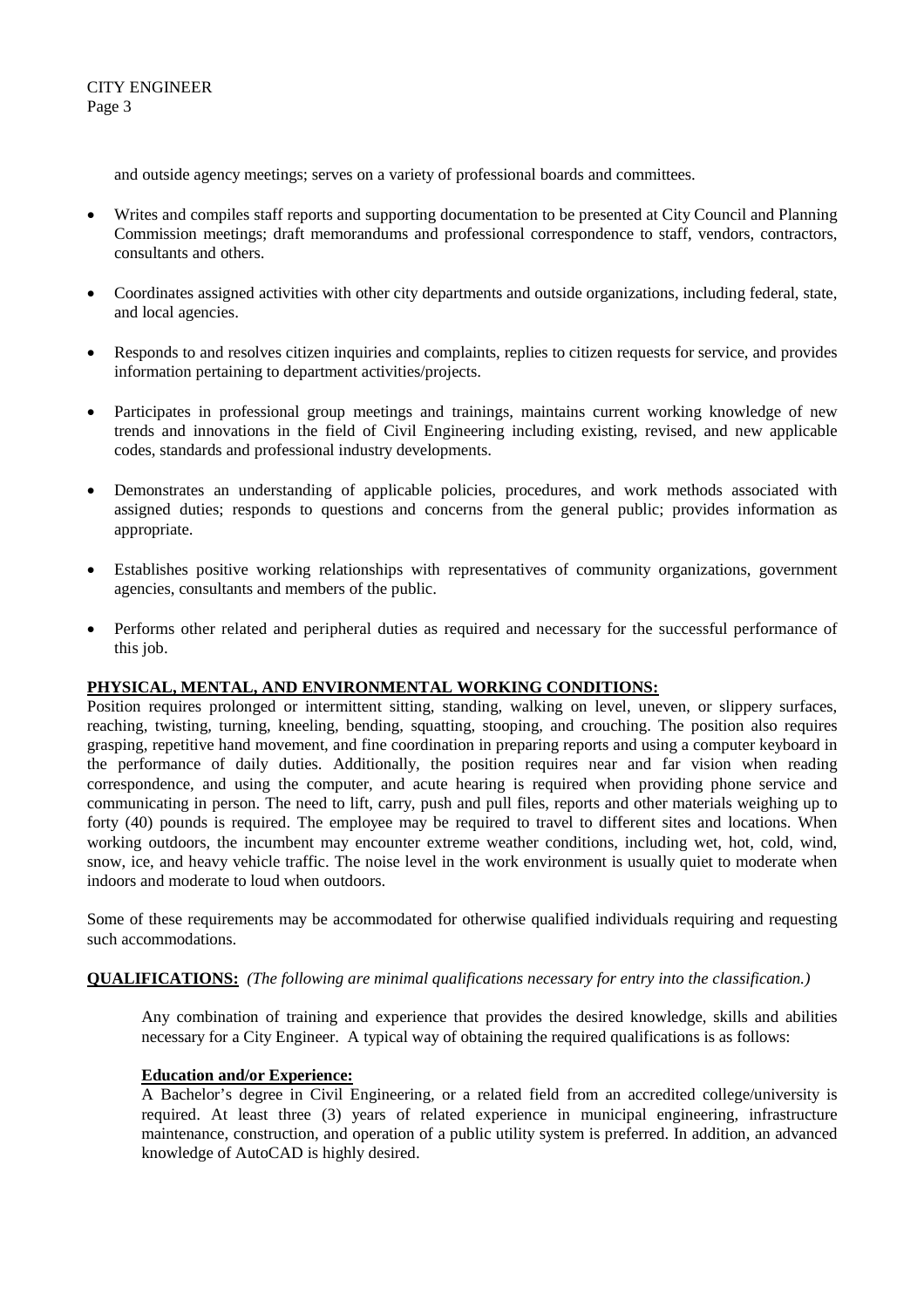and outside agency meetings; serves on a variety of professional boards and committees.

- Writes and compiles staff reports and supporting documentation to be presented at City Council and Planning Commission meetings; draft memorandums and professional correspondence to staff, vendors, contractors, consultants and others.

- Coordinates assigned activities with other city departments and outside organizations, including federal, state, and local agencies.

- Responds to and resolves citizen inquiries and complaints, replies to citizen requests for service, and provides information pertaining to department activities/projects.

- Participates in professional group meetings and trainings, maintains current working knowledge of new trends and innovations in the field of Civil Engineering including existing, revised, and new applicable codes, standards and professional industry developments.

- Demonstrates an understanding of applicable policies, procedures, and work methods associated with assigned duties; responds to questions and concerns from the general public; provides information as appropriate.

- Establishes positive working relationships with representatives of community organizations, government agencies, consultants and members of the public.

- Performs other related and peripheral duties as required and necessary for the successful performance of this job.

**PHYSICAL, MENTAL, AND ENVIRONMENTAL WORKING CONDITIONS:**

Position requires prolonged or intermittent sitting, standing, walking on level, uneven, or slippery surfaces, reaching, twisting, turning, kneeling, bending, squatting, stooping, and crouching. The position also requires grasping, repetitive hand movement, and fine coordination in preparing reports and using a computer keyboard in the performance of daily duties. Additionally, the position requires near and far vision when reading correspondence, and using the computer, and acute hearing is required when providing phone service and communicating in person. The need to lift, carry, push and pull files, reports and other materials weighing up to forty (40) pounds is required. The employee may be required to travel to different sites and locations. When working outdoors, the incumbent may encounter extreme weather conditions, including wet, hot, cold, wind, snow, ice, and heavy vehicle traffic. The noise level in the work environment is usually quiet to moderate when indoors and moderate to loud when outdoors.

Some of these requirements may be accommodated for otherwise qualified individuals requiring and requesting such accommodations.

**QUALIFICATIONS:** *(The following are minimal qualifications necessary for entry into the classification.)*

Any combination of training and experience that provides the desired knowledge, skills and abilities necessary for a City Engineer. A typical way of obtaining the required qualifications is as follows:

**Education and/or Experience:**

A Bachelor's degree in Civil Engineering, or a related field from an accredited college/university is required. At least three (3) years of related experience in municipal engineering, infrastructure maintenance, construction, and operation of a public utility system is preferred. In addition, an advanced knowledge of AutoCAD is highly desired.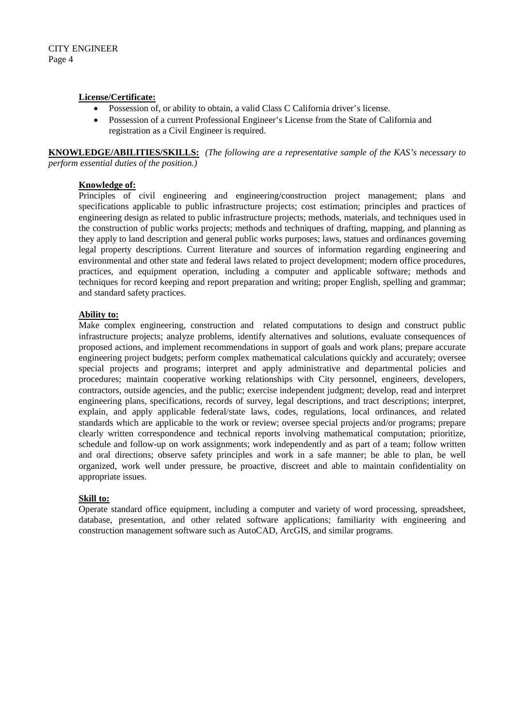**License/Certificate:**

- Possession of, or ability to obtain, a valid Class C California driver's license.
- Possession of a current Professional Engineer's License from the State of California and registration as a Civil Engineer is required.

**KNOWLEDGE/ABILITIES/SKILLS:** *(The following are a representative sample of the KAS's necessary to perform essential duties of the position.)*

**Knowledge of:**

Principles of civil engineering and engineering/construction project management; plans and specifications applicable to public infrastructure projects; cost estimation; principles and practices of engineering design as related to public infrastructure projects; methods, materials, and techniques used in the construction of public works projects; methods and techniques of drafting, mapping, and planning as they apply to land description and general public works purposes; laws, statues and ordinances governing legal property descriptions. Current literature and sources of information regarding engineering and environmental and other state and federal laws related to project development; modern office procedures, practices, and equipment operation, including a computer and applicable software; methods and techniques for record keeping and report preparation and writing; proper English, spelling and grammar; and standard safety practices.

**Ability to:**

Make complex engineering, construction and related computations to design and construct public infrastructure projects; analyze problems, identify alternatives and solutions, evaluate consequences of proposed actions, and implement recommendations in support of goals and work plans; prepare accurate engineering project budgets; perform complex mathematical calculations quickly and accurately; oversee special projects and programs; interpret and apply administrative and departmental policies and procedures; maintain cooperative working relationships with City personnel, engineers, developers, contractors, outside agencies, and the public; exercise independent judgment; develop, read and interpret engineering plans, specifications, records of survey, legal descriptions, and tract descriptions; interpret, explain, and apply applicable federal/state laws, codes, regulations, local ordinances, and related standards which are applicable to the work or review; oversee special projects and/or programs; prepare clearly written correspondence and technical reports involving mathematical computation; prioritize, schedule and follow-up on work assignments; work independently and as part of a team; follow written and oral directions; observe safety principles and work in a safe manner; be able to plan, be well organized, work well under pressure, be proactive, discreet and able to maintain confidentiality on appropriate issues.

**Skill to:**

Operate standard office equipment, including a computer and variety of word processing, spreadsheet, database, presentation, and other related software applications; familiarity with engineering and construction management software such as AutoCAD, ArcGIS, and similar programs.